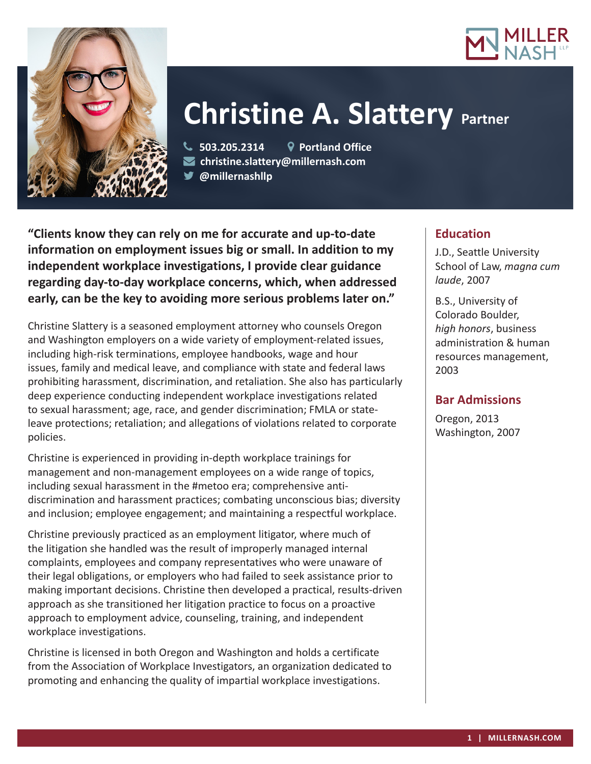# Christine A. Slattery Partner

503.205.2314 | Portland Office
christine.slattery@millernash.com
@millernashllp

**"Clients know they can rely on me for accurate and up-to-date information on employment issues big or small. In addition to my independent workplace investigations, I provide clear guidance regarding day-to-day workplace concerns, which, when addressed early, can be the key to avoiding more serious problems later on."**

Christine Slattery is a seasoned employment attorney who counsels Oregon and Washington employers on a wide variety of employment-related issues, including high-risk terminations, employee handbooks, wage and hour issues, family and medical leave, and compliance with state and federal laws prohibiting harassment, discrimination, and retaliation. She also has particularly deep experience conducting independent workplace investigations related to sexual harassment; age, race, and gender discrimination; FMLA or state-leave protections; retaliation; and allegations of violations related to corporate policies.

Christine is experienced in providing in-depth workplace trainings for management and non-management employees on a wide range of topics, including sexual harassment in the #metoo era; comprehensive anti-discrimination and harassment practices; combating unconscious bias; diversity and inclusion; employee engagement; and maintaining a respectful workplace.

Christine previously practiced as an employment litigator, where much of the litigation she handled was the result of improperly managed internal complaints, employees and company representatives who were unaware of their legal obligations, or employers who had failed to seek assistance prior to making important decisions. Christine then developed a practical, results-driven approach as she transitioned her litigation practice to focus on a proactive approach to employment advice, counseling, training, and independent workplace investigations.

Christine is licensed in both Oregon and Washington and holds a certificate from the Association of Workplace Investigators, an organization dedicated to promoting and enhancing the quality of impartial workplace investigations.

## Education

J.D., Seattle University School of Law, *magna cum laude*, 2007

B.S., University of Colorado Boulder, *high honors*, business administration & human resources management, 2003

## Bar Admissions

Oregon, 2013
Washington, 2007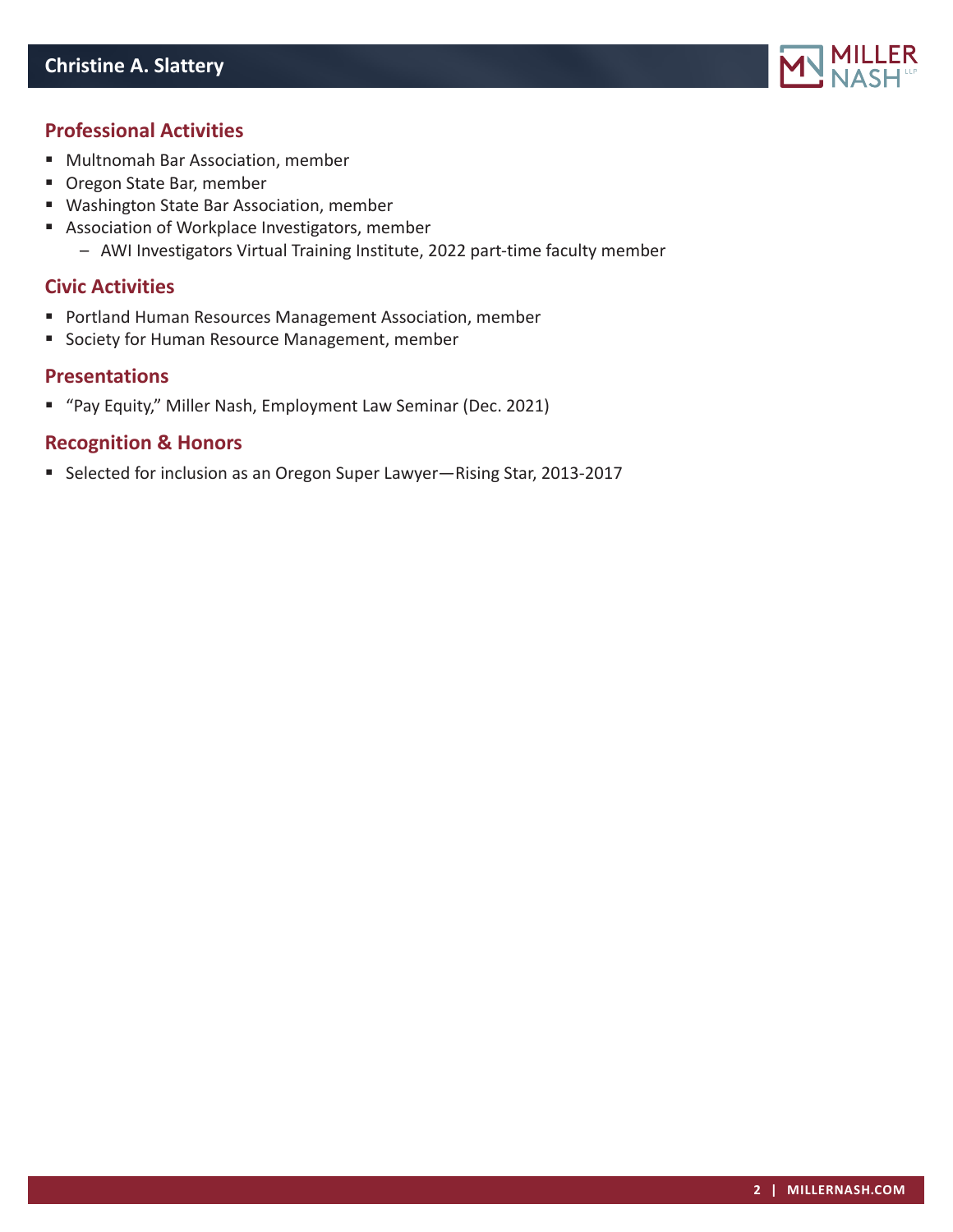## Professional Activities

- Multnomah Bar Association, member
- Oregon State Bar, member
- Washington State Bar Association, member
- Association of Workplace Investigators, member
  - AWI Investigators Virtual Training Institute, 2022 part-time faculty member

## Civic Activities

- Portland Human Resources Management Association, member
- Society for Human Resource Management, member

## Presentations

- "Pay Equity," Miller Nash, Employment Law Seminar (Dec. 2021)

## Recognition & Honors

- Selected for inclusion as an Oregon Super Lawyer—Rising Star, 2013-2017